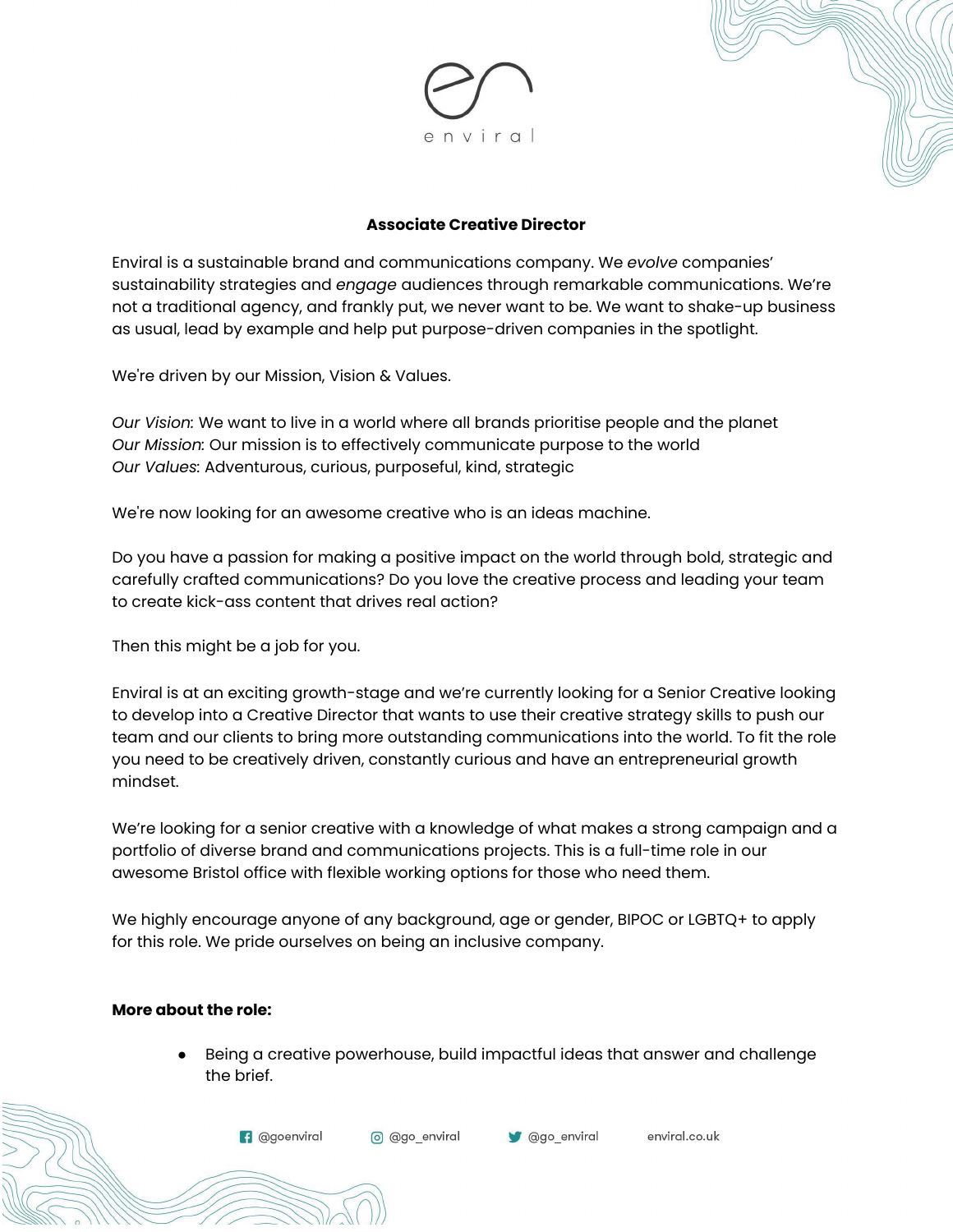# Associate Creative Director

Enviral is a sustainable brand and communications company. We *evolve* companies' sustainability strategies and *engage* audiences through remarkable communications. We're not a traditional agency, and frankly put, we never want to be. We want to shake-up business as usual, lead by example and help put purpose-driven companies in the spotlight.

We're driven by our Mission, Vision & Values.

*Our Vision*: We want to live in a world where all brands prioritise people and the planet
*Our Mission*: Our mission is to effectively communicate purpose to the world
*Our Values*: Adventurous, curious, purposeful, kind, strategic

We're now looking for an awesome creative who is an ideas machine.

Do you have a passion for making a positive impact on the world through bold, strategic and carefully crafted communications? Do you love the creative process and leading your team to create kick-ass content that drives real action?

Then this might be a job for you.

Enviral is at an exciting growth-stage and we're currently looking for a Senior Creative looking to develop into a Creative Director that wants to use their creative strategy skills to push our team and our clients to bring more outstanding communications into the world. To fit the role you need to be creatively driven, constantly curious and have an entrepreneurial growth mindset.

We're looking for a senior creative with a knowledge of what makes a strong campaign and a portfolio of diverse brand and communications projects. This is a full-time role in our awesome Bristol office with flexible working options for those who need them.

We highly encourage anyone of any background, age or gender, BIPOC or LGBTQ+ to apply for this role. We pride ourselves on being an inclusive company.

**More about the role:**

- Being a creative powerhouse, build impactful ideas that answer and challenge the brief.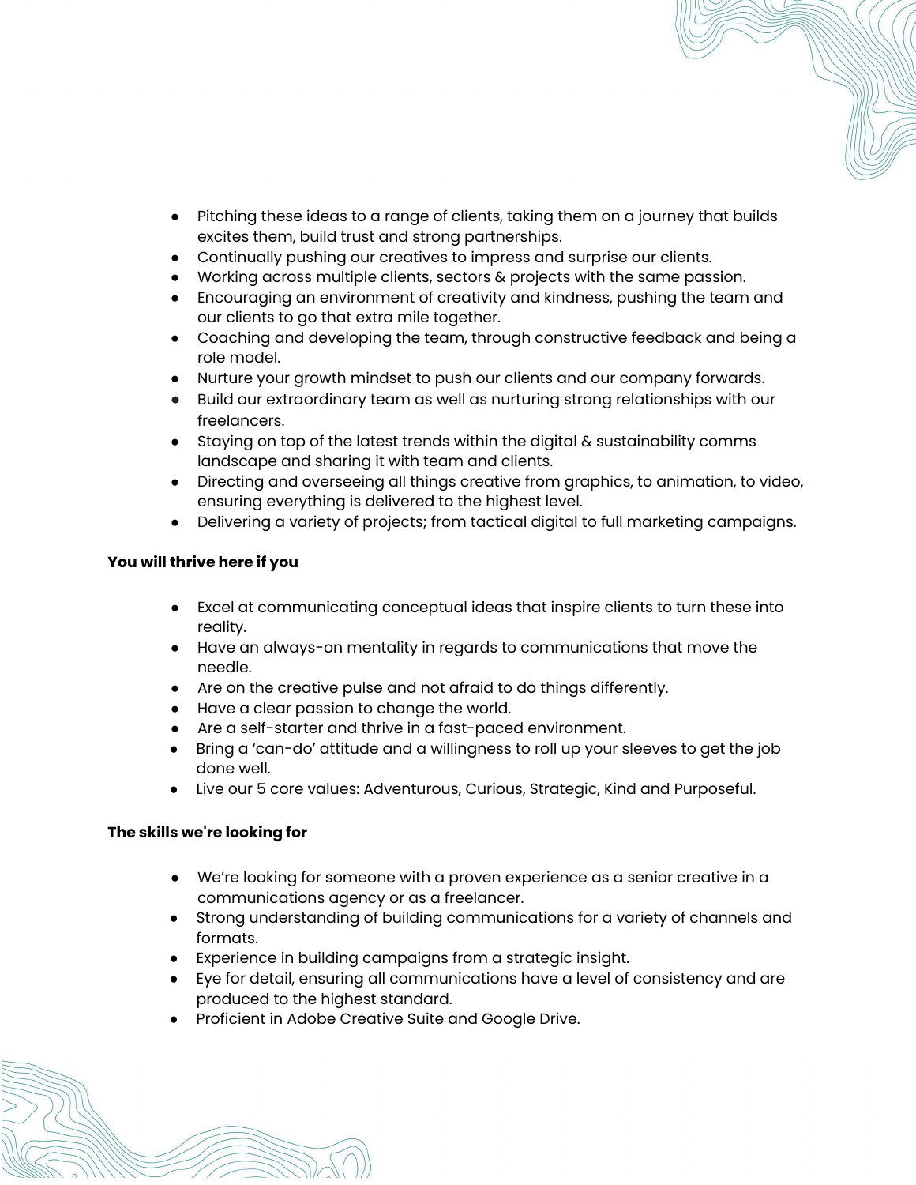- Pitching these ideas to a range of clients, taking them on a journey that builds excites them, build trust and strong partnerships.
- Continually pushing our creatives to impress and surprise our clients.
- Working across multiple clients, sectors & projects with the same passion.
- Encouraging an environment of creativity and kindness, pushing the team and our clients to go that extra mile together.
- Coaching and developing the team, through constructive feedback and being a role model.
- Nurture your growth mindset to push our clients and our company forwards.
- Build our extraordinary team as well as nurturing strong relationships with our freelancers.
- Staying on top of the latest trends within the digital & sustainability comms landscape and sharing it with team and clients.
- Directing and overseeing all things creative from graphics, to animation, to video, ensuring everything is delivered to the highest level.
- Delivering a variety of projects; from tactical digital to full marketing campaigns.

**You will thrive here if you**

- Excel at communicating conceptual ideas that inspire clients to turn these into reality.
- Have an always-on mentality in regards to communications that move the needle.
- Are on the creative pulse and not afraid to do things differently.
- Have a clear passion to change the world.
- Are a self-starter and thrive in a fast-paced environment.
- Bring a 'can-do' attitude and a willingness to roll up your sleeves to get the job done well.
- Live our 5 core values: Adventurous, Curious, Strategic, Kind and Purposeful.

**The skills we're looking for**

- We're looking for someone with a proven experience as a senior creative in a communications agency or as a freelancer.
- Strong understanding of building communications for a variety of channels and formats.
- Experience in building campaigns from a strategic insight.
- Eye for detail, ensuring all communications have a level of consistency and are produced to the highest standard.
- Proficient in Adobe Creative Suite and Google Drive.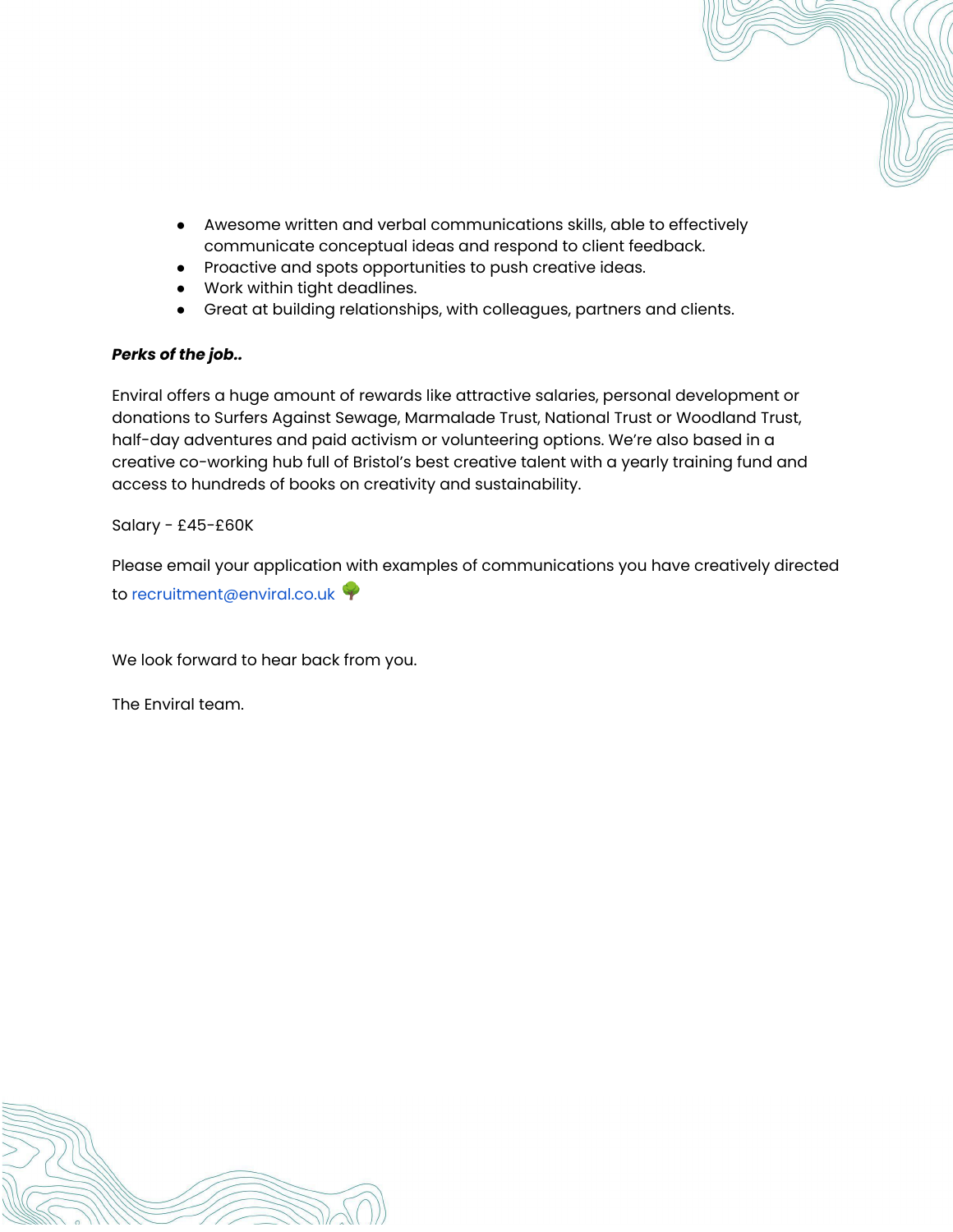- Awesome written and verbal communications skills, able to effectively communicate conceptual ideas and respond to client feedback.
- Proactive and spots opportunities to push creative ideas.
- Work within tight deadlines.
- Great at building relationships, with colleagues, partners and clients.

***Perks of the job..***

Enviral offers a huge amount of rewards like attractive salaries, personal development or donations to Surfers Against Sewage, Marmalade Trust, National Trust or Woodland Trust, half-day adventures and paid activism or volunteering options. We're also based in a creative co-working hub full of Bristol's best creative talent with a yearly training fund and access to hundreds of books on creativity and sustainability.

Salary - £45-£60K

Please email your application with examples of communications you have creatively directed to recruitment@enviral.co.uk 🌳

We look forward to hear back from you.

The Enviral team.